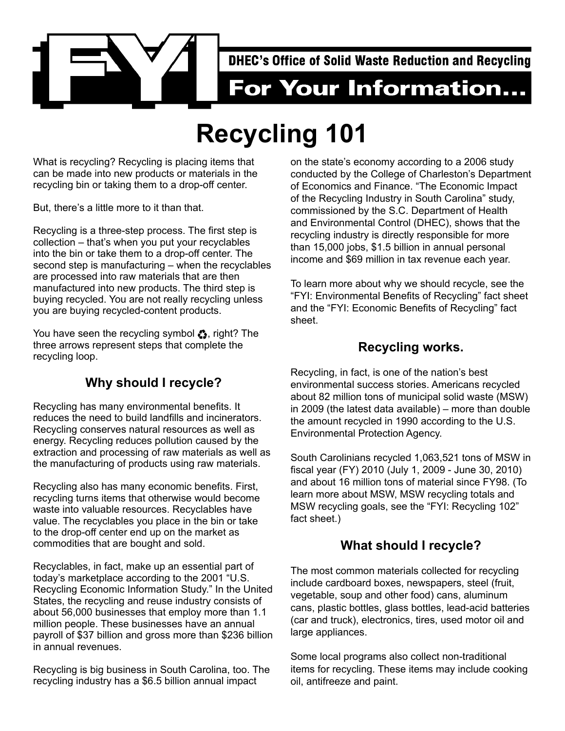FYI

DHEC's Office of Solid Waste Reduction and Recycling

For Your Information...

# Recycling 101

What is recycling? Recycling is placing items that can be made into new products or materials in the recycling bin or taking them to a drop-off center.

But, there's a little more to it than that.

Recycling is a three-step process. The first step is collection – that's when you put your recyclables into the bin or take them to a drop-off center. The second step is manufacturing – when the recyclables are processed into raw materials that are then manufactured into new products. The third step is buying recycled. You are not really recycling unless you are buying recycled-content products.

You have seen the recycling symbol ♻, right? The three arrows represent steps that complete the recycling loop.

## Why should I recycle?

Recycling has many environmental benefits. It reduces the need to build landfills and incinerators. Recycling conserves natural resources as well as energy. Recycling reduces pollution caused by the extraction and processing of raw materials as well as the manufacturing of products using raw materials.

Recycling also has many economic benefits. First, recycling turns items that otherwise would become waste into valuable resources. Recyclables have value. The recyclables you place in the bin or take to the drop-off center end up on the market as commodities that are bought and sold.

Recyclables, in fact, make up an essential part of today's marketplace according to the 2001 "U.S. Recycling Economic Information Study." In the United States, the recycling and reuse industry consists of about 56,000 businesses that employ more than 1.1 million people. These businesses have an annual payroll of $37 billion and gross more than $236 billion in annual revenues.

Recycling is big business in South Carolina, too. The recycling industry has a $6.5 billion annual impact on the state's economy according to a 2006 study conducted by the College of Charleston's Department of Economics and Finance. "The Economic Impact of the Recycling Industry in South Carolina" study, commissioned by the S.C. Department of Health and Environmental Control (DHEC), shows that the recycling industry is directly responsible for more than 15,000 jobs, $1.5 billion in annual personal income and $69 million in tax revenue each year.

To learn more about why we should recycle, see the "FYI: Environmental Benefits of Recycling" fact sheet and the "FYI: Economic Benefits of Recycling" fact sheet.

## Recycling works.

Recycling, in fact, is one of the nation's best environmental success stories. Americans recycled about 82 million tons of municipal solid waste (MSW) in 2009 (the latest data available) – more than double the amount recycled in 1990 according to the U.S. Environmental Protection Agency.

South Carolinians recycled 1,063,521 tons of MSW in fiscal year (FY) 2010 (July 1, 2009 - June 30, 2010) and about 16 million tons of material since FY98. (To learn more about MSW, MSW recycling totals and MSW recycling goals, see the "FYI: Recycling 102" fact sheet.)

## What should I recycle?

The most common materials collected for recycling include cardboard boxes, newspapers, steel (fruit, vegetable, soup and other food) cans, aluminum cans, plastic bottles, glass bottles, lead-acid batteries (car and truck), electronics, tires, used motor oil and large appliances.

Some local programs also collect non-traditional items for recycling. These items may include cooking oil, antifreeze and paint.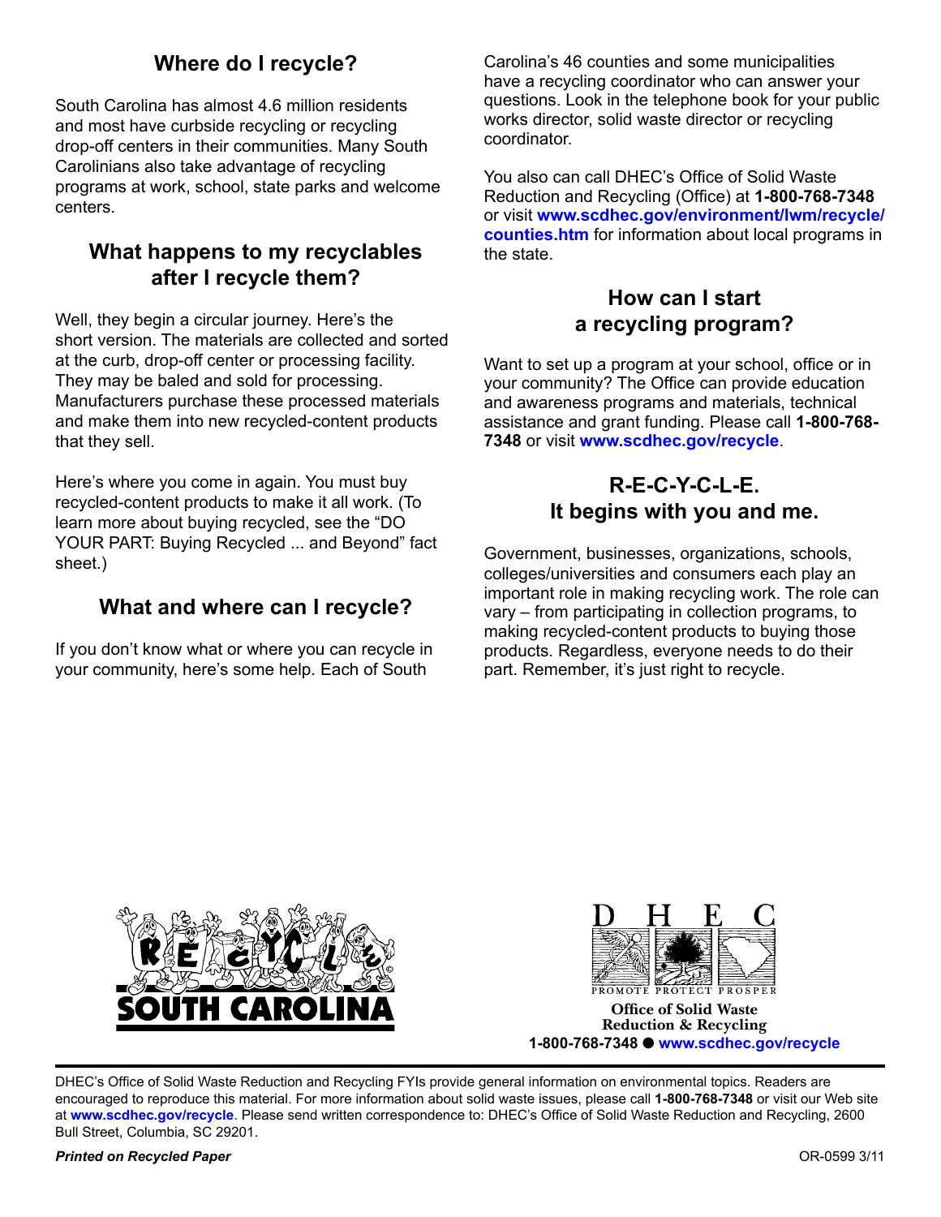## Where do I recycle?

South Carolina has almost 4.6 million residents and most have curbside recycling or recycling drop-off centers in their communities. Many South Carolinians also take advantage of recycling programs at work, school, state parks and welcome centers.

## What happens to my recyclables after I recycle them?

Well, they begin a circular journey. Here's the short version. The materials are collected and sorted at the curb, drop-off center or processing facility. They may be baled and sold for processing. Manufacturers purchase these processed materials and make them into new recycled-content products that they sell.

Here's where you come in again. You must buy recycled-content products to make it all work. (To learn more about buying recycled, see the "DO YOUR PART: Buying Recycled ... and Beyond" fact sheet.)

## What and where can I recycle?

If you don't know what or where you can recycle in your community, here's some help. Each of South Carolina's 46 counties and some municipalities have a recycling coordinator who can answer your questions. Look in the telephone book for your public works director, solid waste director or recycling coordinator.

You also can call DHEC's Office of Solid Waste Reduction and Recycling (Office) at **1-800-768-7348** or visit **www.scdhec.gov/environment/lwm/recycle/counties.htm** for information about local programs in the state.

## How can I start a recycling program?

Want to set up a program at your school, office or in your community? The Office can provide education and awareness programs and materials, technical assistance and grant funding. Please call **1-800-768-7348** or visit **www.scdhec.gov/recycle**.

## R-E-C-Y-C-L-E. It begins with you and me.

Government, businesses, organizations, schools, colleges/universities and consumers each play an important role in making recycling work. The role can vary – from participating in collection programs, to making recycled-content products to buying those products. Regardless, everyone needs to do their part. Remember, it's just right to recycle.

RECYCLE SOUTH CAROLINA

DHEC
PROMOTE PROTECT PROSPER

**Office of Solid Waste Reduction & Recycling**
**1-800-768-7348** ● **www.scdhec.gov/recycle**

---

DHEC's Office of Solid Waste Reduction and Recycling FYIs provide general information on environmental topics. Readers are encouraged to reproduce this material. For more information about solid waste issues, please call **1-800-768-7348** or visit our Web site at **www.scdhec.gov/recycle**. Please send written correspondence to: DHEC's Office of Solid Waste Reduction and Recycling, 2600 Bull Street, Columbia, SC 29201.

***Printed on Recycled Paper***

OR-0599 3/11